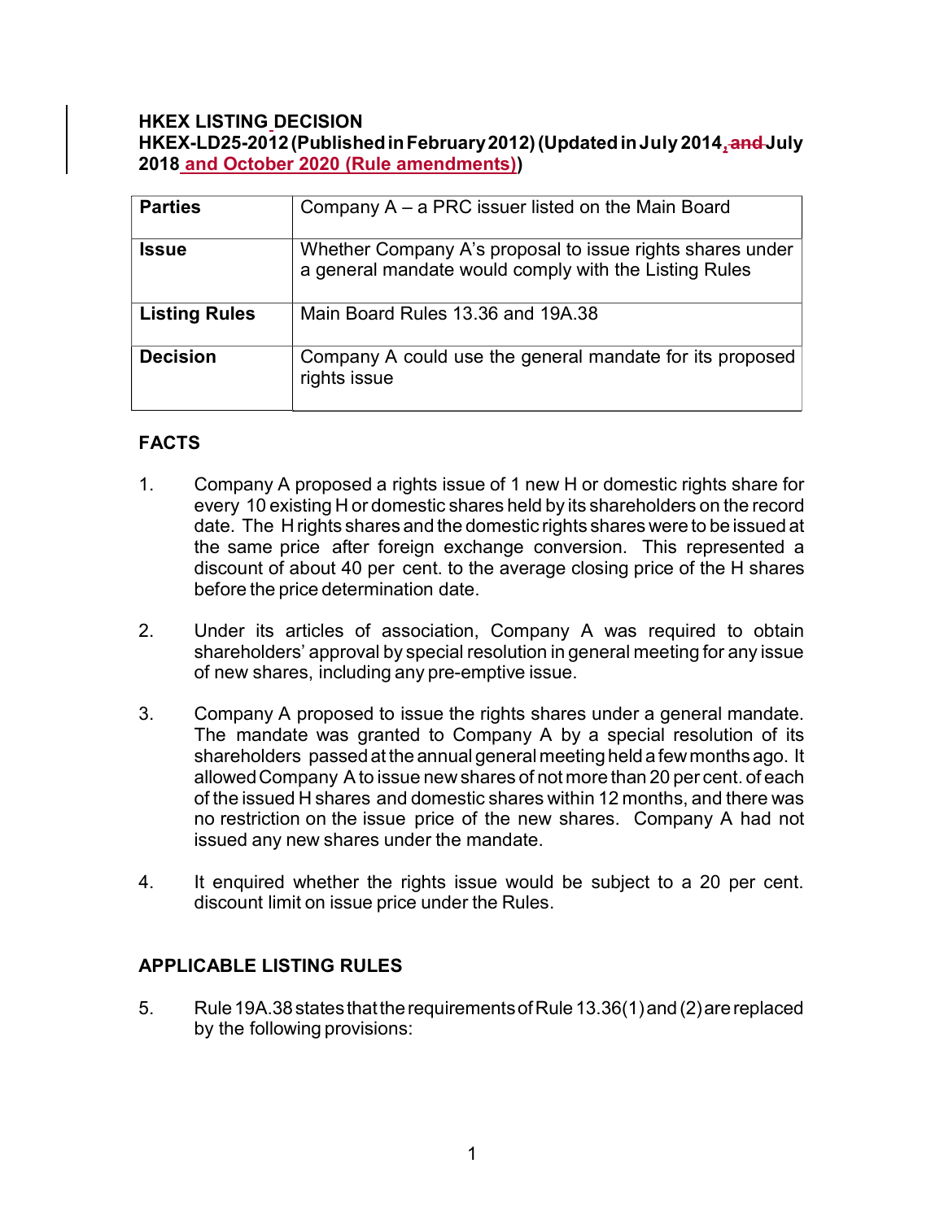**HKEX LISTING DECISION**
**HKEX-LD25-2012 (Published in February 2012) (Updated in July 2014, ~~and~~ July 2018 and October 2020 (Rule amendments))**

| **Parties** | Company A – a PRC issuer listed on the Main Board |
|---|---|
| **Issue** | Whether Company A's proposal to issue rights shares under a general mandate would comply with the Listing Rules |
| **Listing Rules** | Main Board Rules 13.36 and 19A.38 |
| **Decision** | Company A could use the general mandate for its proposed rights issue |

## FACTS

1. Company A proposed a rights issue of 1 new H or domestic rights share for every 10 existing H or domestic shares held by its shareholders on the record date. The H rights shares and the domestic rights shares were to be issued at the same price after foreign exchange conversion. This represented a discount of about 40 per cent. to the average closing price of the H shares before the price determination date.

2. Under its articles of association, Company A was required to obtain shareholders' approval by special resolution in general meeting for any issue of new shares, including any pre-emptive issue.

3. Company A proposed to issue the rights shares under a general mandate. The mandate was granted to Company A by a special resolution of its shareholders passed at the annual general meeting held a few months ago. It allowed Company A to issue new shares of not more than 20 per cent. of each of the issued H shares and domestic shares within 12 months, and there was no restriction on the issue price of the new shares. Company A had not issued any new shares under the mandate.

4. It enquired whether the rights issue would be subject to a 20 per cent. discount limit on issue price under the Rules.

## APPLICABLE LISTING RULES

5. Rule 19A.38 states that the requirements of Rule 13.36(1) and (2) are replaced by the following provisions: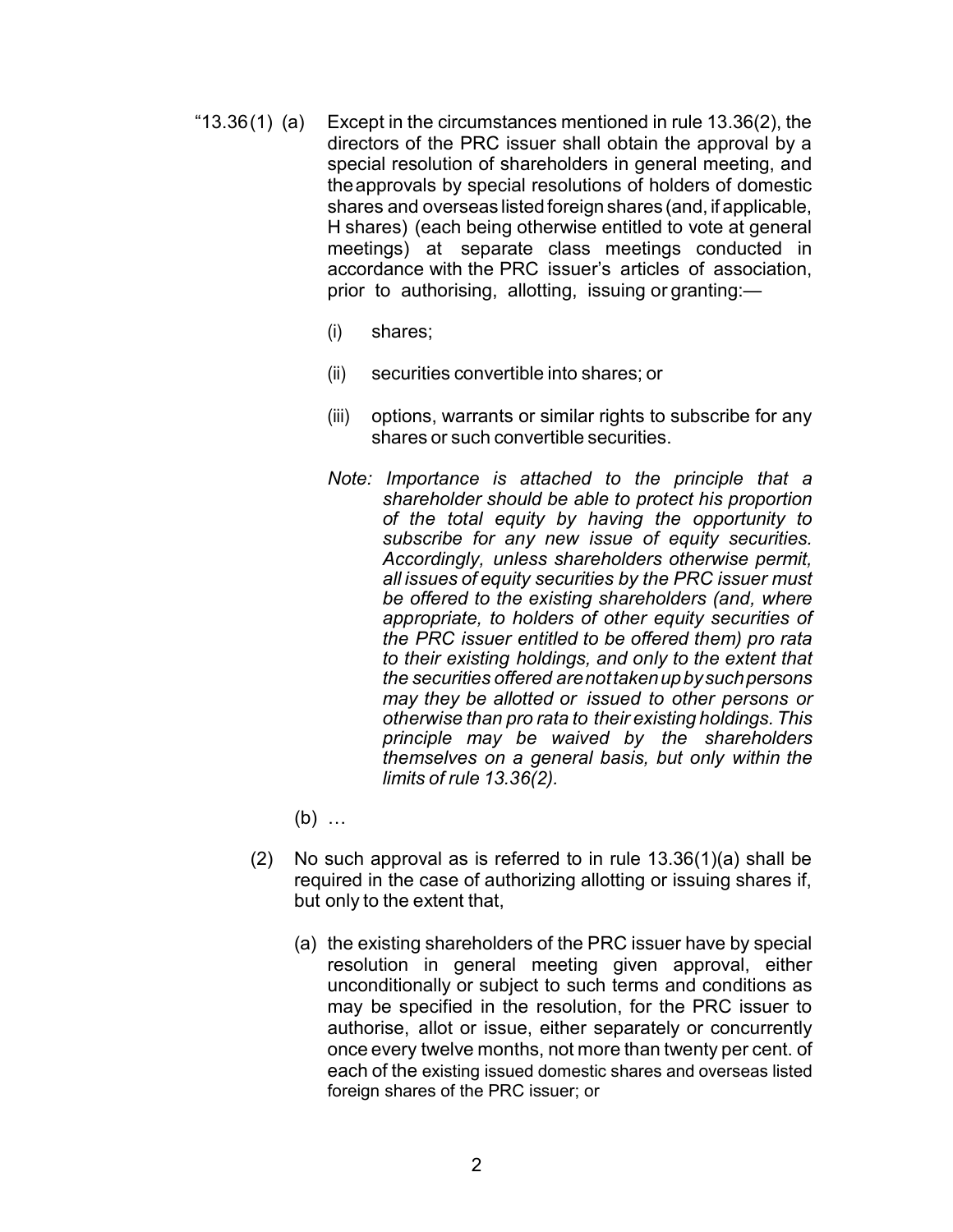"13.36 (1) (a) Except in the circumstances mentioned in rule 13.36(2), the directors of the PRC issuer shall obtain the approval by a special resolution of shareholders in general meeting, and the approvals by special resolutions of holders of domestic shares and overseas listed foreign shares (and, if applicable, H shares) (each being otherwise entitled to vote at general meetings) at separate class meetings conducted in accordance with the PRC issuer's articles of association, prior to authorising, allotting, issuing or granting:—

(i) shares;

(ii) securities convertible into shares; or

(iii) options, warrants or similar rights to subscribe for any shares or such convertible securities.

*Note: Importance is attached to the principle that a shareholder should be able to protect his proportion of the total equity by having the opportunity to subscribe for any new issue of equity securities. Accordingly, unless shareholders otherwise permit, all issues of equity securities by the PRC issuer must be offered to the existing shareholders (and, where appropriate, to holders of other equity securities of the PRC issuer entitled to be offered them) pro rata to their existing holdings, and only to the extent that the securities offered are not taken up by such persons may they be allotted or issued to other persons or otherwise than pro rata to their existing holdings. This principle may be waived by the shareholders themselves on a general basis, but only within the limits of rule 13.36(2).*

(b) …

(2) No such approval as is referred to in rule 13.36(1)(a) shall be required in the case of authorizing allotting or issuing shares if, but only to the extent that,

(a) the existing shareholders of the PRC issuer have by special resolution in general meeting given approval, either unconditionally or subject to such terms and conditions as may be specified in the resolution, for the PRC issuer to authorise, allot or issue, either separately or concurrently once every twelve months, not more than twenty per cent. of each of the existing issued domestic shares and overseas listed foreign shares of the PRC issuer; or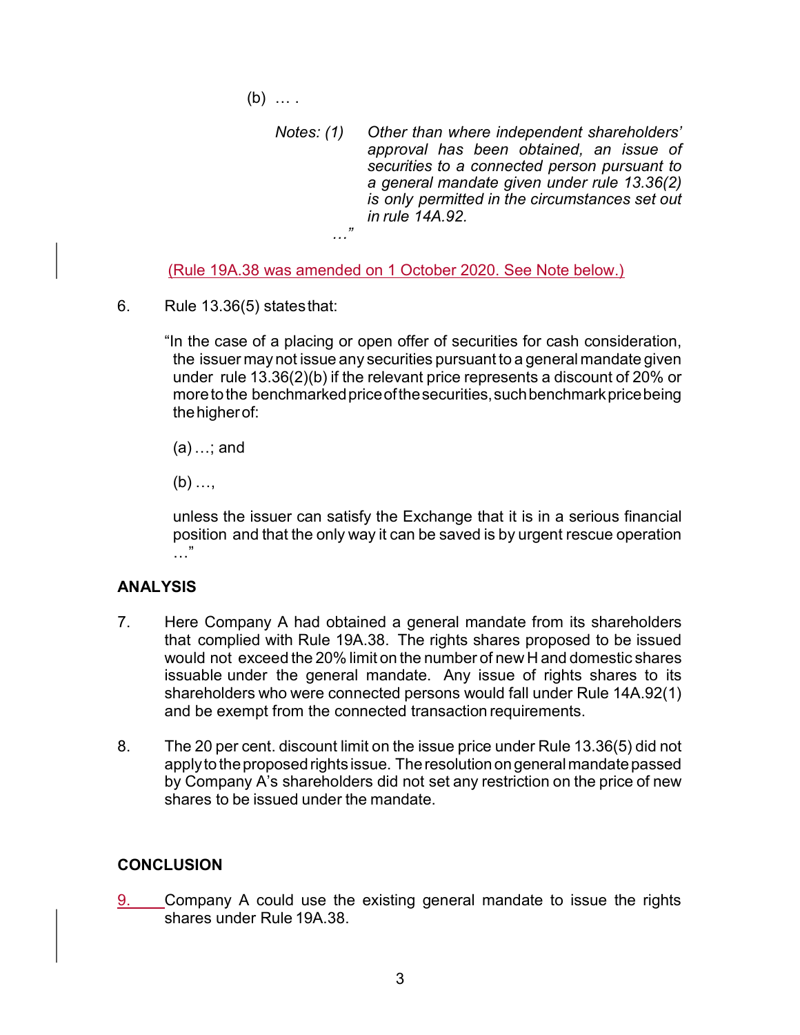(b) … .

*Notes: (1) Other than where independent shareholders' approval has been obtained, an issue of securities to a connected person pursuant to a general mandate given under rule 13.36(2) is only permitted in the circumstances set out in rule 14A.92.*

…"

(Rule 19A.38 was amended on 1 October 2020. See Note below.)

6. Rule 13.36(5) states that:

"In the case of a placing or open offer of securities for cash consideration, the issuer may not issue any securities pursuant to a general mandate given under rule 13.36(2)(b) if the relevant price represents a discount of 20% or more to the benchmarked price of the securities, such benchmark price being the higher of:

(a) …; and

(b) …,

unless the issuer can satisfy the Exchange that it is in a serious financial position and that the only way it can be saved is by urgent rescue operation …"

## ANALYSIS

7. Here Company A had obtained a general mandate from its shareholders that complied with Rule 19A.38. The rights shares proposed to be issued would not exceed the 20% limit on the number of new H and domestic shares issuable under the general mandate. Any issue of rights shares to its shareholders who were connected persons would fall under Rule 14A.92(1) and be exempt from the connected transaction requirements.

8. The 20 per cent. discount limit on the issue price under Rule 13.36(5) did not apply to the proposed rights issue. The resolution on general mandate passed by Company A's shareholders did not set any restriction on the price of new shares to be issued under the mandate.

## CONCLUSION

9. Company A could use the existing general mandate to issue the rights shares under Rule 19A.38.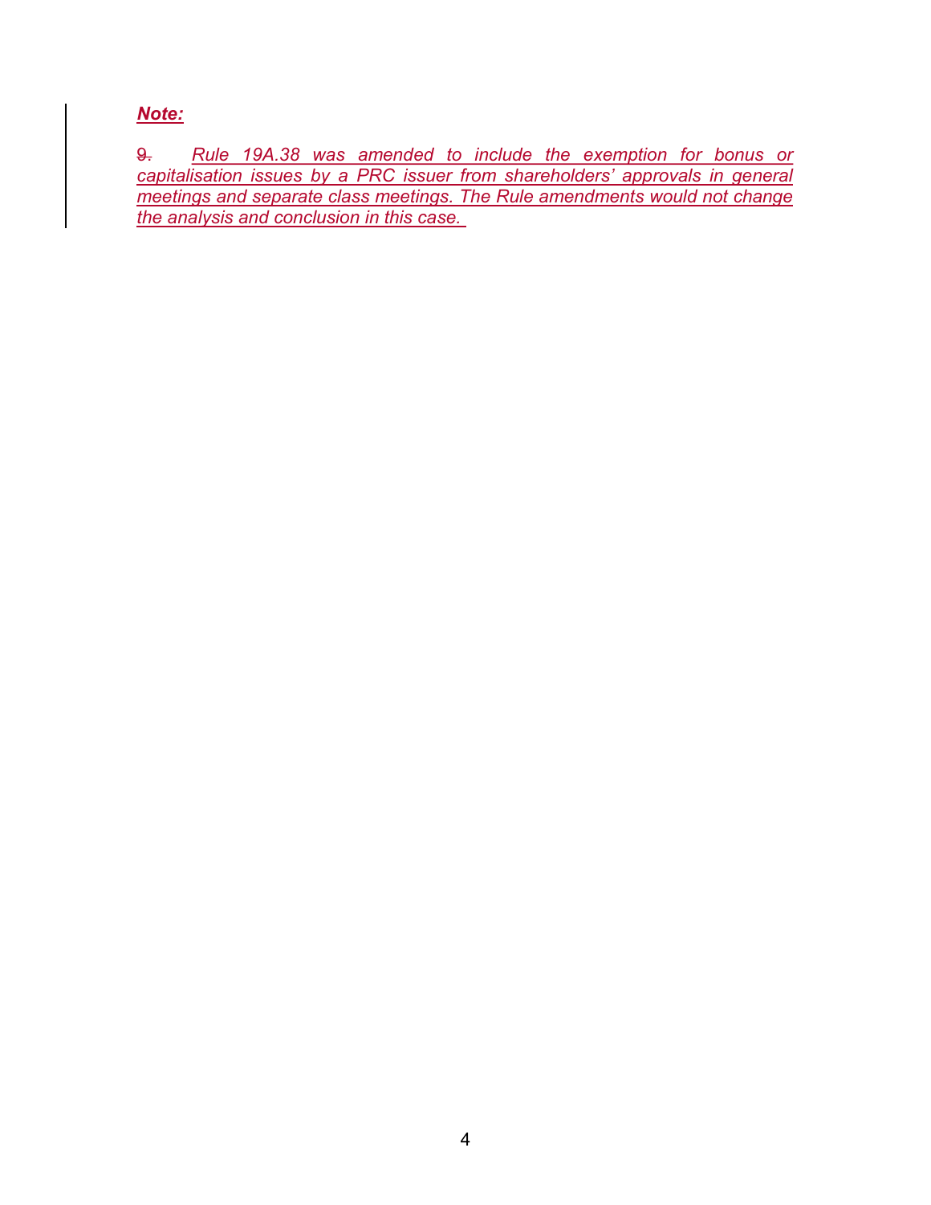***Note:***

~~9.~~ *Rule 19A.38 was amended to include the exemption for bonus or capitalisation issues by a PRC issuer from shareholders' approvals in general meetings and separate class meetings. The Rule amendments would not change the analysis and conclusion in this case.*